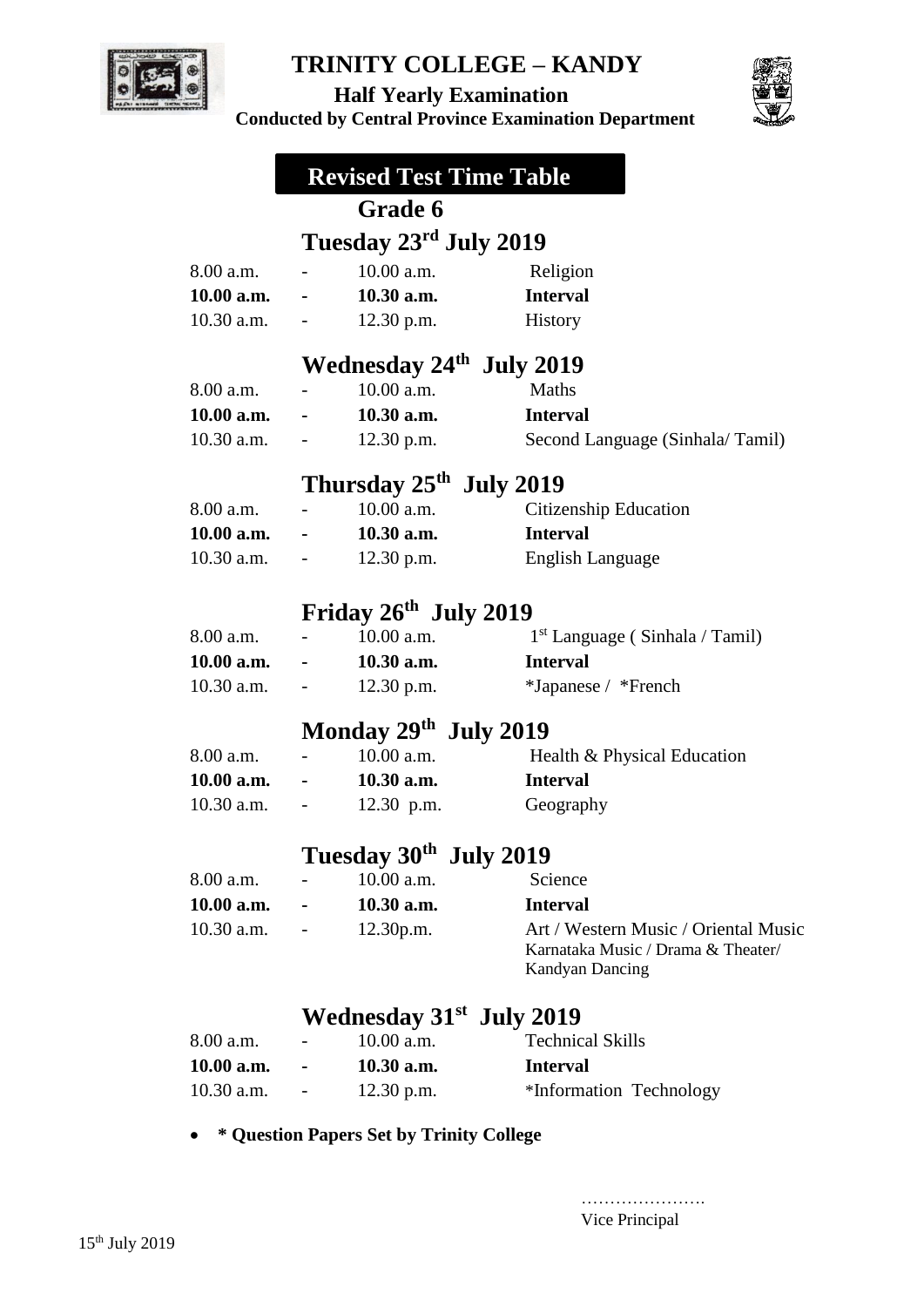# TRINITY COLLEGE – KANDY

**Half Yearly Examination**

**Conducted by Central Province Examination Department**

## Revised Test Time Table

### Grade 6

### Tuesday 23rd July 2019

| | | | |
|---|---|---|---|
| 8.00 a.m. | - | 10.00 a.m. | Religion |
| **10.00 a.m.** | **-** | **10.30 a.m.** | **Interval** |
| 10.30 a.m. | - | 12.30 p.m. | History |

### Wednesday 24th July 2019

| | | | |
|---|---|---|---|
| 8.00 a.m. | - | 10.00 a.m. | Maths |
| **10.00 a.m.** | **-** | **10.30 a.m.** | **Interval** |
| 10.30 a.m. | - | 12.30 p.m. | Second Language (Sinhala/ Tamil) |

### Thursday 25th July 2019

| | | | |
|---|---|---|---|
| 8.00 a.m. | - | 10.00 a.m. | Citizenship Education |
| **10.00 a.m.** | **-** | **10.30 a.m.** | **Interval** |
| 10.30 a.m. | - | 12.30 p.m. | English Language |

### Friday 26th July 2019

| | | | |
|---|---|---|---|
| 8.00 a.m. | - | 10.00 a.m. | 1st Language ( Sinhala / Tamil) |
| **10.00 a.m.** | **-** | **10.30 a.m.** | **Interval** |
| 10.30 a.m. | - | 12.30 p.m. | *Japanese / *French |

### Monday 29th July 2019

| | | | |
|---|---|---|---|
| 8.00 a.m. | - | 10.00 a.m. | Health & Physical Education |
| **10.00 a.m.** | **-** | **10.30 a.m.** | **Interval** |
| 10.30 a.m. | - | 12.30 p.m. | Geography |

### Tuesday 30th July 2019

| | | | |
|---|---|---|---|
| 8.00 a.m. | - | 10.00 a.m. | Science |
| **10.00 a.m.** | **-** | **10.30 a.m.** | **Interval** |
| 10.30 a.m. | - | 12.30p.m. | Art / Western Music / Oriental Music Karnataka Music / Drama & Theater/ Kandyan Dancing |

### Wednesday 31st July 2019

| | | | |
|---|---|---|---|
| 8.00 a.m. | - | 10.00 a.m. | Technical Skills |
| **10.00 a.m.** | **-** | **10.30 a.m.** | **Interval** |
| 10.30 a.m. | - | 12.30 p.m. | *Information Technology |

- **\* Question Papers Set by Trinity College**

………………….

Vice Principal

15th July 2019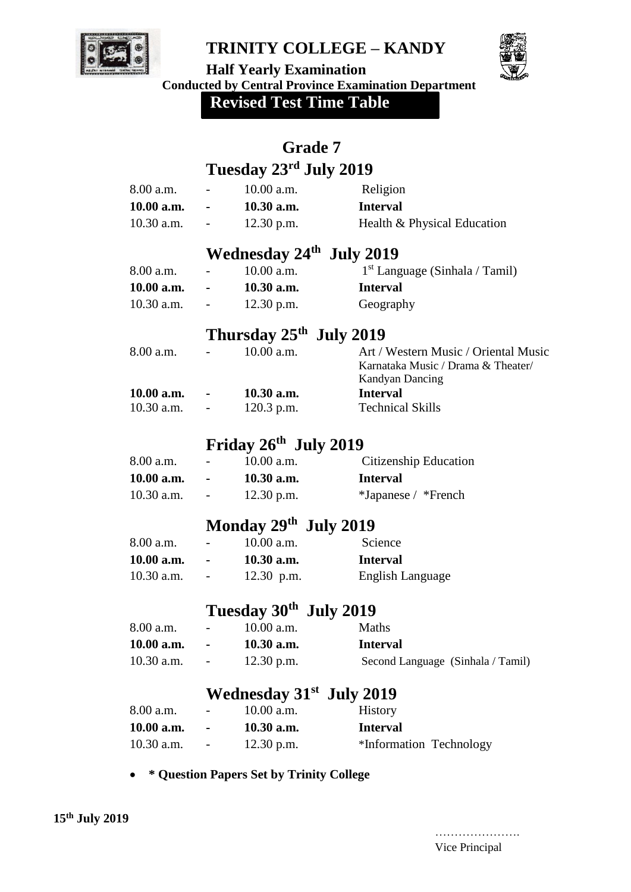# TRINITY COLLEGE – KANDY

**Half Yearly Examination**

**Conducted by Central Province Examination Department**

**Revised Test Time Table**

## Grade 7

### Tuesday 23rd July 2019

| | | | |
|---|---|---|---|
| 8.00 a.m. | - | 10.00 a.m. | Religion |
| **10.00 a.m.** | **-** | **10.30 a.m.** | **Interval** |
| 10.30 a.m. | - | 12.30 p.m. | Health & Physical Education |

### Wednesday 24th July 2019

| | | | |
|---|---|---|---|
| 8.00 a.m. | - | 10.00 a.m. | 1st Language (Sinhala / Tamil) |
| **10.00 a.m.** | **-** | **10.30 a.m.** | **Interval** |
| 10.30 a.m. | - | 12.30 p.m. | Geography |

### Thursday 25th July 2019

| | | | |
|---|---|---|---|
| 8.00 a.m. | - | 10.00 a.m. | Art / Western Music / Oriental Music Karnataka Music / Drama & Theater/ Kandyan Dancing |
| **10.00 a.m.** | **-** | **10.30 a.m.** | **Interval** |
| 10.30 a.m. | - | 120.3 p.m. | Technical Skills |

### Friday 26th July 2019

| | | | |
|---|---|---|---|
| 8.00 a.m. | - | 10.00 a.m. | Citizenship Education |
| **10.00 a.m.** | **-** | **10.30 a.m.** | **Interval** |
| 10.30 a.m. | - | 12.30 p.m. | *Japanese / *French |

### Monday 29th July 2019

| | | | |
|---|---|---|---|
| 8.00 a.m. | - | 10.00 a.m. | Science |
| **10.00 a.m.** | **-** | **10.30 a.m.** | **Interval** |
| 10.30 a.m. | - | 12.30 p.m. | English Language |

### Tuesday 30th July 2019

| | | | |
|---|---|---|---|
| 8.00 a.m. | - | 10.00 a.m. | Maths |
| **10.00 a.m.** | **-** | **10.30 a.m.** | **Interval** |
| 10.30 a.m. | - | 12.30 p.m. | Second Language (Sinhala / Tamil) |

### Wednesday 31st July 2019

| | | | |
|---|---|---|---|
| 8.00 a.m. | - | 10.00 a.m. | History |
| **10.00 a.m.** | **-** | **10.30 a.m.** | **Interval** |
| 10.30 a.m. | - | 12.30 p.m. | *Information Technology |

- **\* Question Papers Set by Trinity College**

**15th July 2019**

………………….

Vice Principal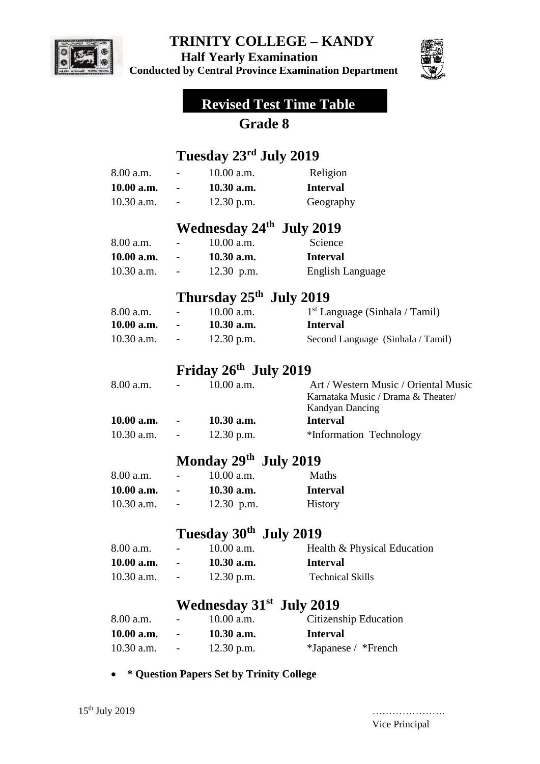# TRINITY COLLEGE – KANDY

**Half Yearly Examination**

**Conducted by Central Province Examination Department**

## Revised Test Time Table

## Grade 8

### Tuesday 23rd July 2019

| | | | |
|---|---|---|---|
| 8.00 a.m. | - | 10.00 a.m. | Religion |
| **10.00 a.m.** | **-** | **10.30 a.m.** | **Interval** |
| 10.30 a.m. | - | 12.30 p.m. | Geography |

### Wednesday 24th July 2019

| | | | |
|---|---|---|---|
| 8.00 a.m. | - | 10.00 a.m. | Science |
| **10.00 a.m.** | **-** | **10.30 a.m.** | **Interval** |
| 10.30 a.m. | - | 12.30 p.m. | English Language |

### Thursday 25th July 2019

| | | | |
|---|---|---|---|
| 8.00 a.m. | - | 10.00 a.m. | 1st Language (Sinhala / Tamil) |
| **10.00 a.m.** | **-** | **10.30 a.m.** | **Interval** |
| 10.30 a.m. | - | 12.30 p.m. | Second Language (Sinhala / Tamil) |

### Friday 26th July 2019

| | | | |
|---|---|---|---|
| 8.00 a.m. | - | 10.00 a.m. | Art / Western Music / Oriental Music Karnataka Music / Drama & Theater/ Kandyan Dancing |
| **10.00 a.m.** | **-** | **10.30 a.m.** | **Interval** |
| 10.30 a.m. | - | 12.30 p.m. | *Information Technology |

### Monday 29th July 2019

| | | | |
|---|---|---|---|
| 8.00 a.m. | - | 10.00 a.m. | Maths |
| **10.00 a.m.** | **-** | **10.30 a.m.** | **Interval** |
| 10.30 a.m. | - | 12.30 p.m. | History |

### Tuesday 30th July 2019

| | | | |
|---|---|---|---|
| 8.00 a.m. | - | 10.00 a.m. | Health & Physical Education |
| **10.00 a.m.** | **-** | **10.30 a.m.** | **Interval** |
| 10.30 a.m. | - | 12.30 p.m. | Technical Skills |

### Wednesday 31st July 2019

| | | | |
|---|---|---|---|
| 8.00 a.m. | - | 10.00 a.m. | Citizenship Education |
| **10.00 a.m.** | **-** | **10.30 a.m.** | **Interval** |
| 10.30 a.m. | - | 12.30 p.m. | *Japanese / *French |

- **\* Question Papers Set by Trinity College**

15th July 2019

………………….

Vice Principal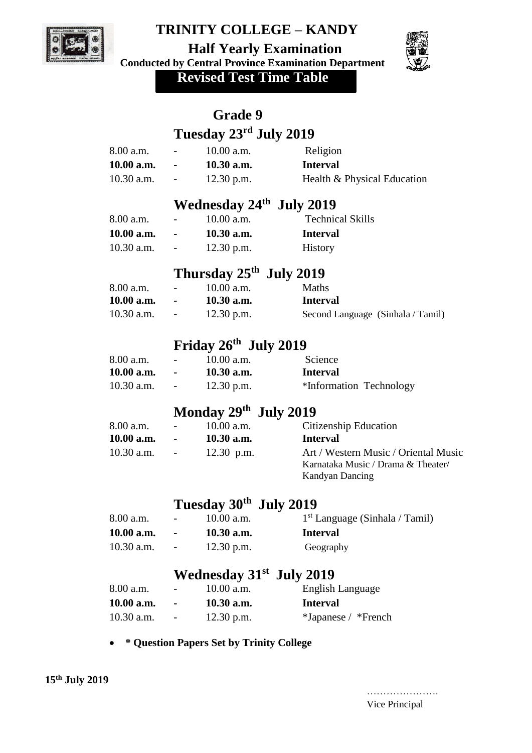# TRINITY COLLEGE – KANDY

## Half Yearly Examination

**Conducted by Central Province Examination Department**

**Revised Test Time Table**

## Grade 9

### Tuesday 23rd July 2019

| | | | |
|---|---|---|---|
| 8.00 a.m. | - | 10.00 a.m. | Religion |
| **10.00 a.m.** | **-** | **10.30 a.m.** | **Interval** |
| 10.30 a.m. | - | 12.30 p.m. | Health & Physical Education |

### Wednesday 24th July 2019

| | | | |
|---|---|---|---|
| 8.00 a.m. | - | 10.00 a.m. | Technical Skills |
| **10.00 a.m.** | **-** | **10.30 a.m.** | **Interval** |
| 10.30 a.m. | - | 12.30 p.m. | History |

### Thursday 25th July 2019

| | | | |
|---|---|---|---|
| 8.00 a.m. | - | 10.00 a.m. | Maths |
| **10.00 a.m.** | **-** | **10.30 a.m.** | **Interval** |
| 10.30 a.m. | - | 12.30 p.m. | Second Language (Sinhala / Tamil) |

### Friday 26th July 2019

| | | | |
|---|---|---|---|
| 8.00 a.m. | - | 10.00 a.m. | Science |
| **10.00 a.m.** | **-** | **10.30 a.m.** | **Interval** |
| 10.30 a.m. | - | 12.30 p.m. | *Information Technology |

### Monday 29th July 2019

| | | | |
|---|---|---|---|
| 8.00 a.m. | - | 10.00 a.m. | Citizenship Education |
| **10.00 a.m.** | **-** | **10.30 a.m.** | **Interval** |
| 10.30 a.m. | - | 12.30 p.m. | Art / Western Music / Oriental Music Karnataka Music / Drama & Theater/ Kandyan Dancing |

### Tuesday 30th July 2019

| | | | |
|---|---|---|---|
| 8.00 a.m. | - | 10.00 a.m. | 1st Language (Sinhala / Tamil) |
| **10.00 a.m.** | **-** | **10.30 a.m.** | **Interval** |
| 10.30 a.m. | - | 12.30 p.m. | Geography |

### Wednesday 31st July 2019

| | | | |
|---|---|---|---|
| 8.00 a.m. | - | 10.00 a.m. | English Language |
| **10.00 a.m.** | **-** | **10.30 a.m.** | **Interval** |
| 10.30 a.m. | - | 12.30 p.m. | *Japanese / *French |

- **\* Question Papers Set by Trinity College**

**15th July 2019**

………………….
Vice Principal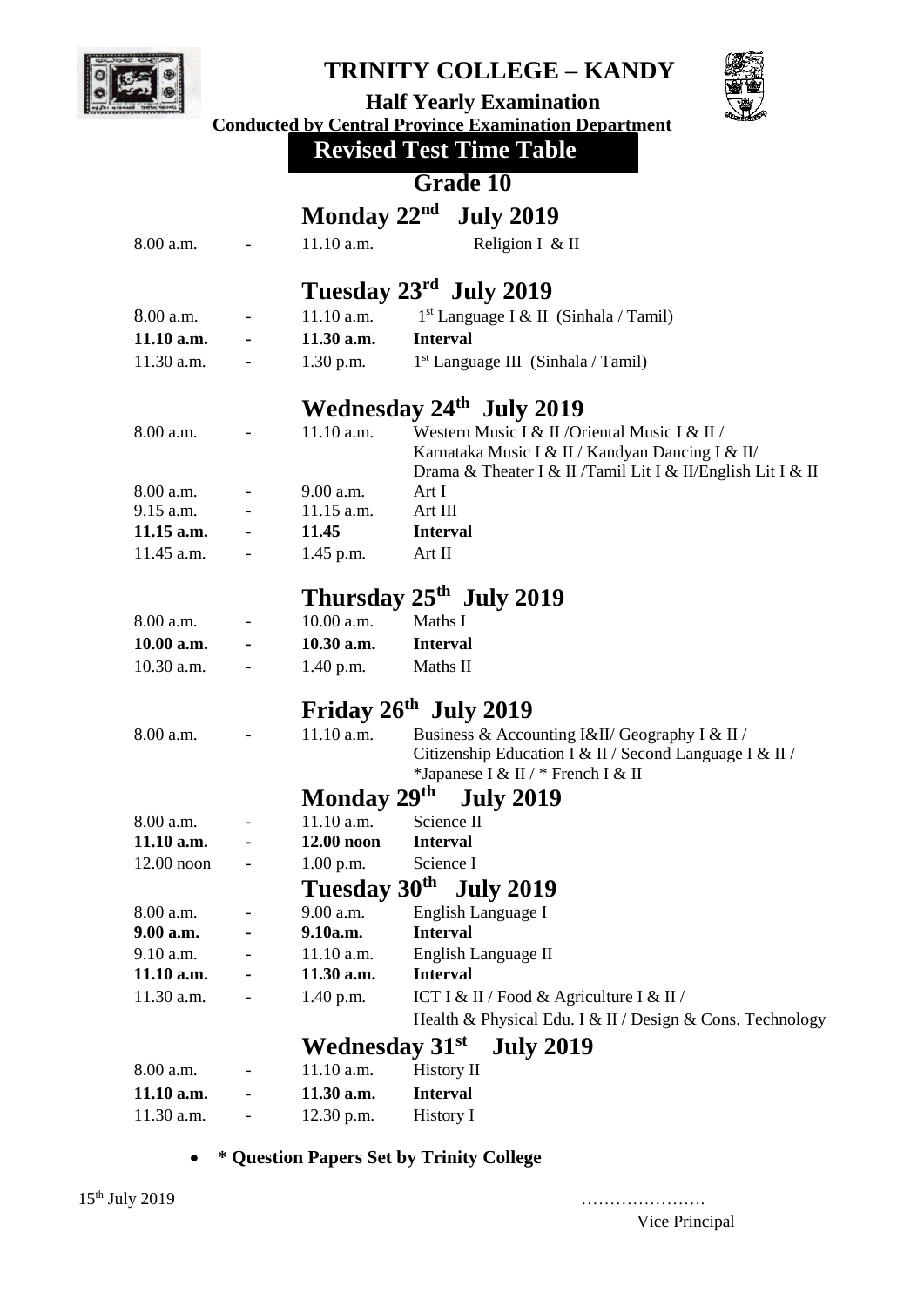# TRINITY COLLEGE – KANDY

**Half Yearly Examination**

**Conducted by Central Province Examination Department**

## Revised Test Time Table

## Grade 10

### Monday 22nd July 2019

| | | | |
|---|---|---|---|
| 8.00 a.m. | - | 11.10 a.m. | Religion I & II |

### Tuesday 23rd July 2019

| | | | |
|---|---|---|---|
| 8.00 a.m. | - | 11.10 a.m. | 1st Language I & II (Sinhala / Tamil) |
| **11.10 a.m.** | **-** | **11.30 a.m.** | **Interval** |
| 11.30 a.m. | - | 1.30 p.m. | 1st Language III (Sinhala / Tamil) |

### Wednesday 24th July 2019

| | | | |
|---|---|---|---|
| 8.00 a.m. | - | 11.10 a.m. | Western Music I & II /Oriental Music I & II / Karnataka Music I & II / Kandyan Dancing I & II/ Drama & Theater I & II /Tamil Lit I & II/English Lit I & II |
| 8.00 a.m. | - | 9.00 a.m. | Art I |
| 9.15 a.m. | - | 11.15 a.m. | Art III |
| **11.15 a.m.** | **-** | **11.45** | **Interval** |
| 11.45 a.m. | - | 1.45 p.m. | Art II |

### Thursday 25th July 2019

| | | | |
|---|---|---|---|
| 8.00 a.m. | - | 10.00 a.m. | Maths I |
| **10.00 a.m.** | **-** | **10.30 a.m.** | **Interval** |
| 10.30 a.m. | - | 1.40 p.m. | Maths II |

### Friday 26th July 2019

| | | | |
|---|---|---|---|
| 8.00 a.m. | - | 11.10 a.m. | Business & Accounting I&II/ Geography I & II / Citizenship Education I & II / Second Language I & II / *Japanese I & II / * French I & II |

### Monday 29th July 2019

| | | | |
|---|---|---|---|
| 8.00 a.m. | - | 11.10 a.m. | Science II |
| **11.10 a.m.** | **-** | **12.00 noon** | **Interval** |
| 12.00 noon | - | 1.00 p.m. | Science I |

### Tuesday 30th July 2019

| | | | |
|---|---|---|---|
| 8.00 a.m. | - | 9.00 a.m. | English Language I |
| **9.00 a.m.** | **-** | **9.10a.m.** | **Interval** |
| 9.10 a.m. | - | 11.10 a.m. | English Language II |
| **11.10 a.m.** | **-** | **11.30 a.m.** | **Interval** |
| 11.30 a.m. | - | 1.40 p.m. | ICT I & II / Food & Agriculture I & II / Health & Physical Edu. I & II / Design & Cons. Technology |

### Wednesday 31st July 2019

| | | | |
|---|---|---|---|
| 8.00 a.m. | - | 11.10 a.m. | History II |
| **11.10 a.m.** | **-** | **11.30 a.m.** | **Interval** |
| 11.30 a.m. | - | 12.30 p.m. | History I |

- **\* Question Papers Set by Trinity College**

15th July 2019

………………….

Vice Principal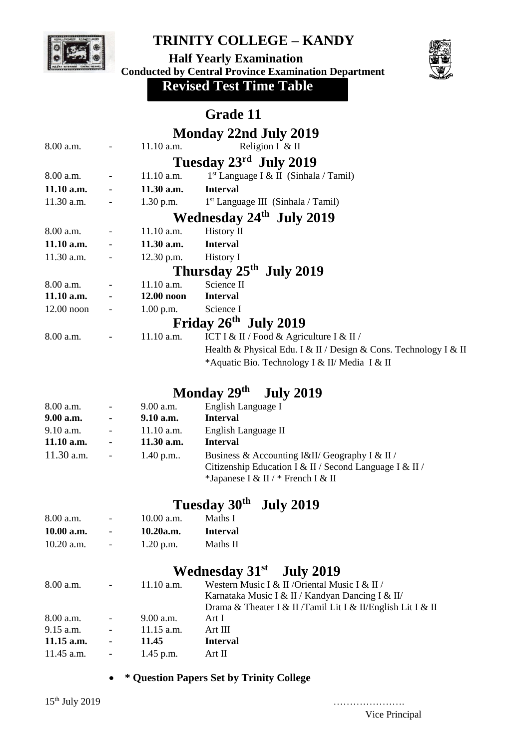# TRINITY COLLEGE – KANDY

**Half Yearly Examination**
**Conducted by Central Province Examination Department**

**Revised Test Time Table**

## Grade 11

### Monday 22nd July 2019

| | | | |
|---|---|---|---|
| 8.00 a.m. | - | 11.10 a.m. | Religion I & II |

### Tuesday 23rd July 2019

| | | | |
|---|---|---|---|
| 8.00 a.m. | - | 11.10 a.m. | 1st Language I & II (Sinhala / Tamil) |
| **11.10 a.m.** | **-** | **11.30 a.m.** | **Interval** |
| 11.30 a.m. | - | 1.30 p.m. | 1st Language III (Sinhala / Tamil) |

### Wednesday 24th July 2019

| | | | |
|---|---|---|---|
| 8.00 a.m. | - | 11.10 a.m. | History II |
| **11.10 a.m.** | **-** | **11.30 a.m.** | **Interval** |
| 11.30 a.m. | - | 12.30 p.m. | History I |

### Thursday 25th July 2019

| | | | |
|---|---|---|---|
| 8.00 a.m. | - | 11.10 a.m. | Science II |
| **11.10 a.m.** | **-** | **12.00 noon** | **Interval** |
| 12.00 noon | - | 1.00 p.m. | Science I |

### Friday 26th July 2019

| | | | |
|---|---|---|---|
| 8.00 a.m. | - | 11.10 a.m. | ICT I & II / Food & Agriculture I & II / Health & Physical Edu. I & II / Design & Cons. Technology I & II *Aquatic Bio. Technology I & II/ Media I & II |

### Monday 29th July 2019

| | | | |
|---|---|---|---|
| 8.00 a.m. | - | 9.00 a.m. | English Language I |
| **9.00 a.m.** | **-** | **9.10 a.m.** | **Interval** |
| 9.10 a.m. | - | 11.10 a.m. | English Language II |
| **11.10 a.m.** | **-** | **11.30 a.m.** | **Interval** |
| 11.30 a.m. | - | 1.40 p.m.. | Business & Accounting I&II/ Geography I & II / Citizenship Education I & II / Second Language I & II / *Japanese I & II / * French I & II |

### Tuesday 30th July 2019

| | | | |
|---|---|---|---|
| 8.00 a.m. | - | 10.00 a.m. | Maths I |
| **10.00 a.m.** | **-** | **10.20a.m.** | **Interval** |
| 10.20 a.m. | - | 1.20 p.m. | Maths II |

### Wednesday 31st July 2019

| | | | |
|---|---|---|---|
| 8.00 a.m. | - | 11.10 a.m. | Western Music I & II /Oriental Music I & II / Karnataka Music I & II / Kandyan Dancing I & II/ Drama & Theater I & II /Tamil Lit I & II/English Lit I & II |
| 8.00 a.m. | - | 9.00 a.m. | Art I |
| 9.15 a.m. | - | 11.15 a.m. | Art III |
| **11.15 a.m.** | **-** | **11.45** | **Interval** |
| 11.45 a.m. | - | 1.45 p.m. | Art II |

- **\* Question Papers Set by Trinity College**

15th July 2019

…………………
Vice Principal